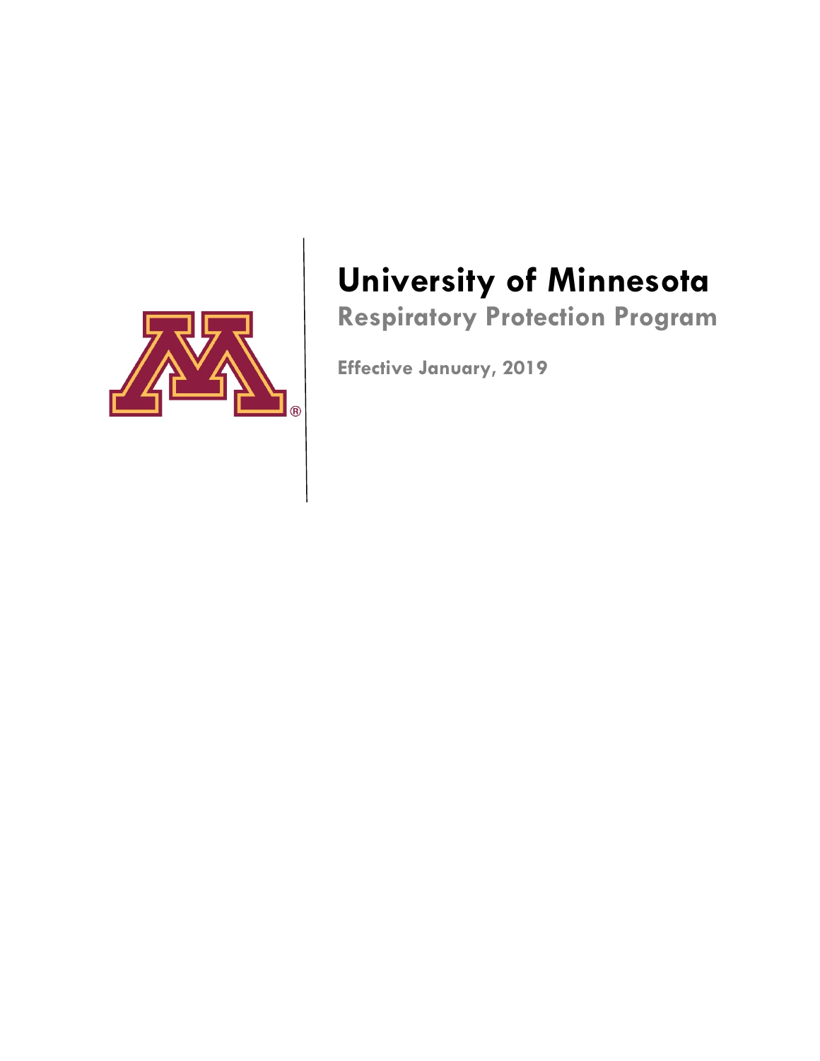# University of Minnesota

## Respiratory Protection Program

**Effective January, 2019**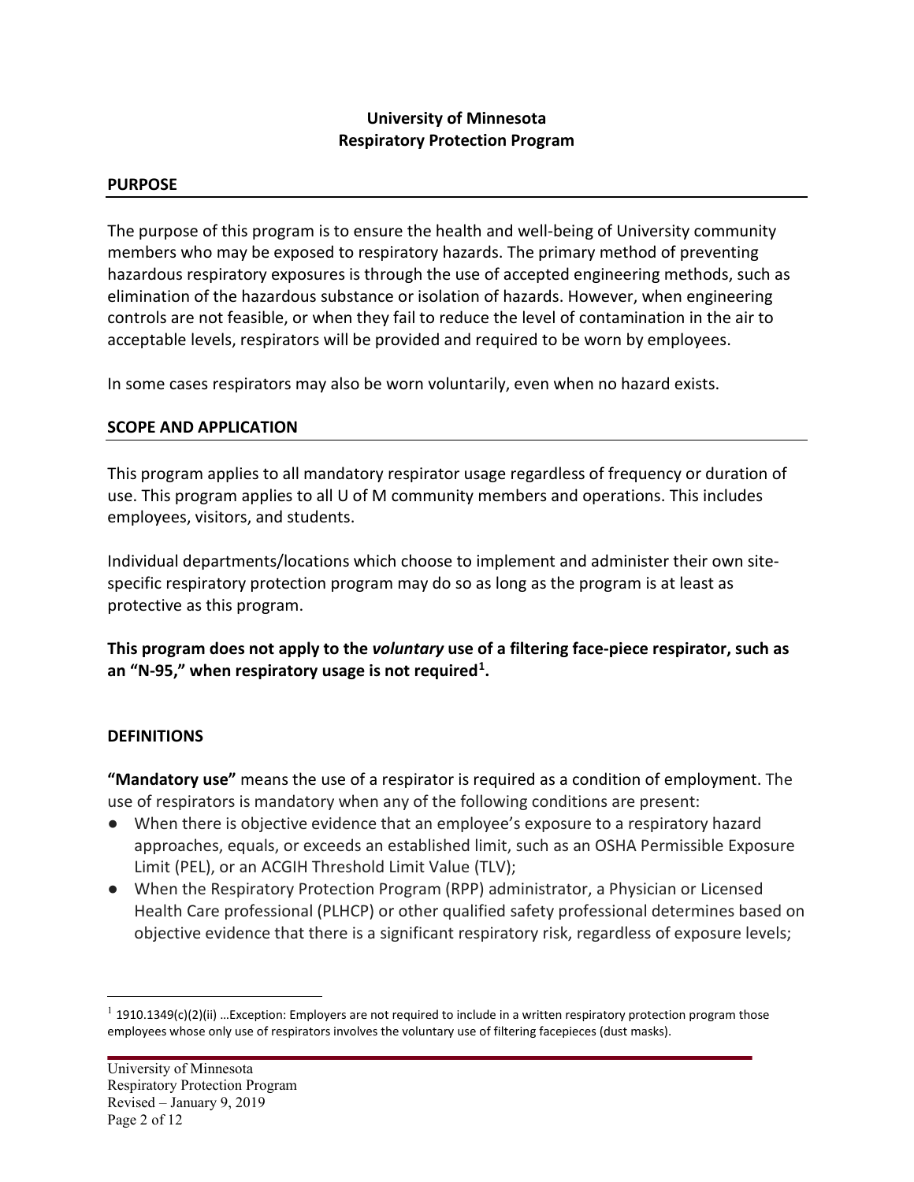**University of Minnesota**
**Respiratory Protection Program**

## PURPOSE

The purpose of this program is to ensure the health and well-being of University community members who may be exposed to respiratory hazards. The primary method of preventing hazardous respiratory exposures is through the use of accepted engineering methods, such as elimination of the hazardous substance or isolation of hazards. However, when engineering controls are not feasible, or when they fail to reduce the level of contamination in the air to acceptable levels, respirators will be provided and required to be worn by employees.

In some cases respirators may also be worn voluntarily, even when no hazard exists.

## SCOPE AND APPLICATION

This program applies to all mandatory respirator usage regardless of frequency or duration of use. This program applies to all U of M community members and operations. This includes employees, visitors, and students.

Individual departments/locations which choose to implement and administer their own site-specific respiratory protection program may do so as long as the program is at least as protective as this program.

**This program does not apply to the *voluntary* use of a filtering face-piece respirator, such as an "N-95," when respiratory usage is not required[1].**

## DEFINITIONS

**"Mandatory use"** means the use of a respirator is required as a condition of employment. The use of respirators is mandatory when any of the following conditions are present:

- When there is objective evidence that an employee's exposure to a respiratory hazard approaches, equals, or exceeds an established limit, such as an OSHA Permissible Exposure Limit (PEL), or an ACGIH Threshold Limit Value (TLV);
- When the Respiratory Protection Program (RPP) administrator, a Physician or Licensed Health Care professional (PLHCP) or other qualified safety professional determines based on objective evidence that there is a significant respiratory risk, regardless of exposure levels;

---

[1] 1910.1349(c)(2)(ii) …Exception: Employers are not required to include in a written respiratory protection program those employees whose only use of respirators involves the voluntary use of filtering facepieces (dust masks).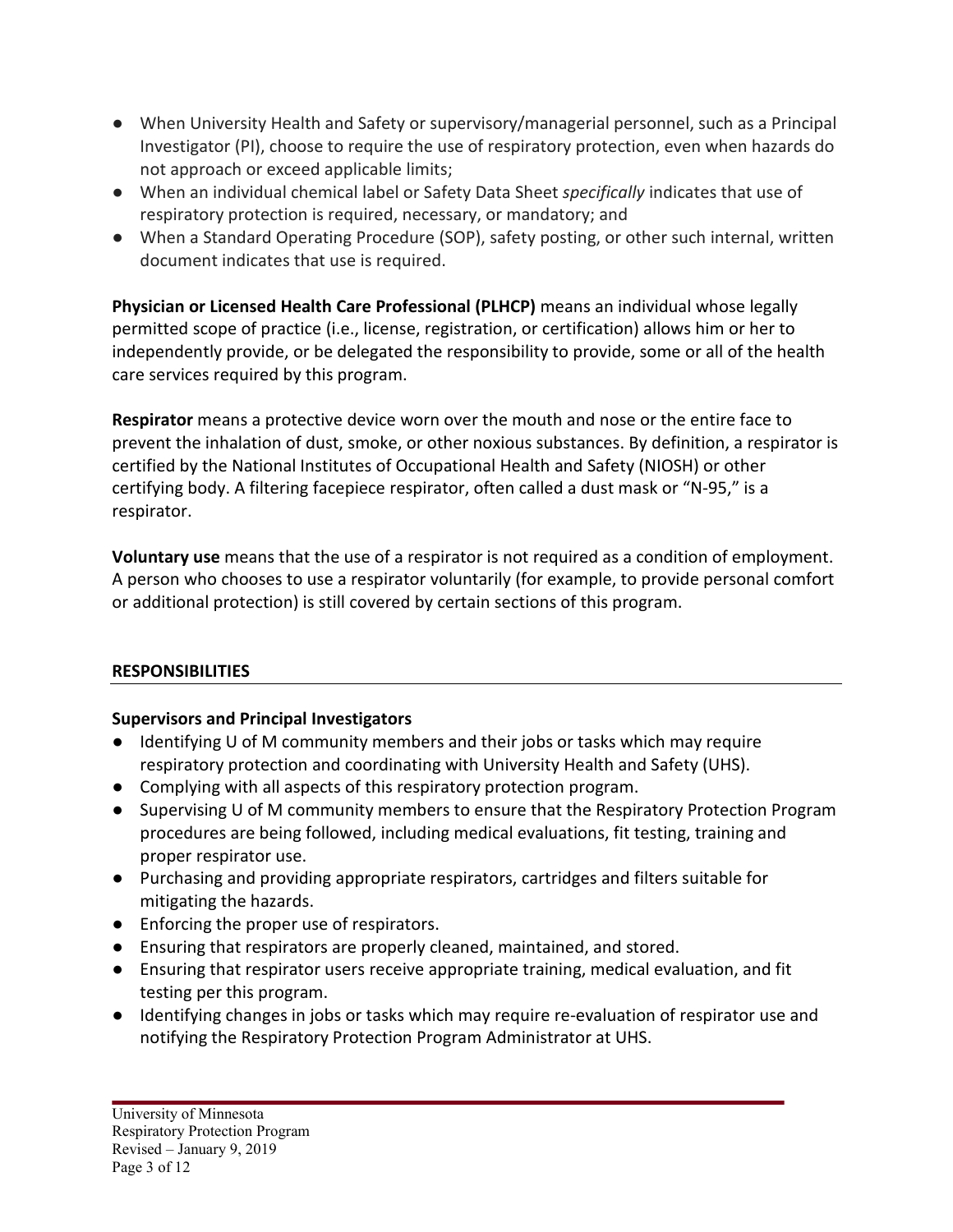- When University Health and Safety or supervisory/managerial personnel, such as a Principal Investigator (PI), choose to require the use of respiratory protection, even when hazards do not approach or exceed applicable limits;
- When an individual chemical label or Safety Data Sheet *specifically* indicates that use of respiratory protection is required, necessary, or mandatory; and
- When a Standard Operating Procedure (SOP), safety posting, or other such internal, written document indicates that use is required.

**Physician or Licensed Health Care Professional (PLHCP)** means an individual whose legally permitted scope of practice (i.e., license, registration, or certification) allows him or her to independently provide, or be delegated the responsibility to provide, some or all of the health care services required by this program.

**Respirator** means a protective device worn over the mouth and nose or the entire face to prevent the inhalation of dust, smoke, or other noxious substances. By definition, a respirator is certified by the National Institutes of Occupational Health and Safety (NIOSH) or other certifying body. A filtering facepiece respirator, often called a dust mask or "N-95," is a respirator.

**Voluntary use** means that the use of a respirator is not required as a condition of employment. A person who chooses to use a respirator voluntarily (for example, to provide personal comfort or additional protection) is still covered by certain sections of this program.

## RESPONSIBILITIES

### Supervisors and Principal Investigators

- Identifying U of M community members and their jobs or tasks which may require respiratory protection and coordinating with University Health and Safety (UHS).
- Complying with all aspects of this respiratory protection program.
- Supervising U of M community members to ensure that the Respiratory Protection Program procedures are being followed, including medical evaluations, fit testing, training and proper respirator use.
- Purchasing and providing appropriate respirators, cartridges and filters suitable for mitigating the hazards.
- Enforcing the proper use of respirators.
- Ensuring that respirators are properly cleaned, maintained, and stored.
- Ensuring that respirator users receive appropriate training, medical evaluation, and fit testing per this program.
- Identifying changes in jobs or tasks which may require re-evaluation of respirator use and notifying the Respiratory Protection Program Administrator at UHS.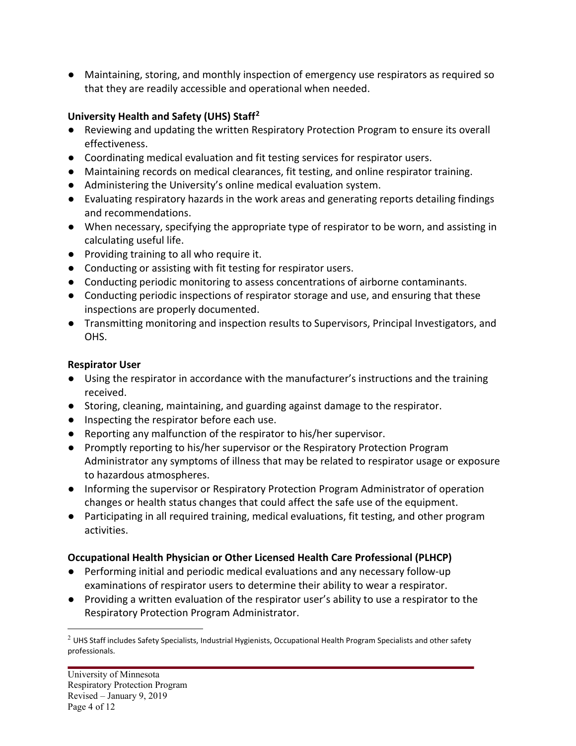- Maintaining, storing, and monthly inspection of emergency use respirators as required so that they are readily accessible and operational when needed.

**University Health and Safety (UHS) Staff[2]**

- Reviewing and updating the written Respiratory Protection Program to ensure its overall effectiveness.
- Coordinating medical evaluation and fit testing services for respirator users.
- Maintaining records on medical clearances, fit testing, and online respirator training.
- Administering the University's online medical evaluation system.
- Evaluating respiratory hazards in the work areas and generating reports detailing findings and recommendations.
- When necessary, specifying the appropriate type of respirator to be worn, and assisting in calculating useful life.
- Providing training to all who require it.
- Conducting or assisting with fit testing for respirator users.
- Conducting periodic monitoring to assess concentrations of airborne contaminants.
- Conducting periodic inspections of respirator storage and use, and ensuring that these inspections are properly documented.
- Transmitting monitoring and inspection results to Supervisors, Principal Investigators, and OHS.

**Respirator User**

- Using the respirator in accordance with the manufacturer's instructions and the training received.
- Storing, cleaning, maintaining, and guarding against damage to the respirator.
- Inspecting the respirator before each use.
- Reporting any malfunction of the respirator to his/her supervisor.
- Promptly reporting to his/her supervisor or the Respiratory Protection Program Administrator any symptoms of illness that may be related to respirator usage or exposure to hazardous atmospheres.
- Informing the supervisor or Respiratory Protection Program Administrator of operation changes or health status changes that could affect the safe use of the equipment.
- Participating in all required training, medical evaluations, fit testing, and other program activities.

**Occupational Health Physician or Other Licensed Health Care Professional (PLHCP)**

- Performing initial and periodic medical evaluations and any necessary follow-up examinations of respirator users to determine their ability to wear a respirator.
- Providing a written evaluation of the respirator user's ability to use a respirator to the Respiratory Protection Program Administrator.

[2] UHS Staff includes Safety Specialists, Industrial Hygienists, Occupational Health Program Specialists and other safety professionals.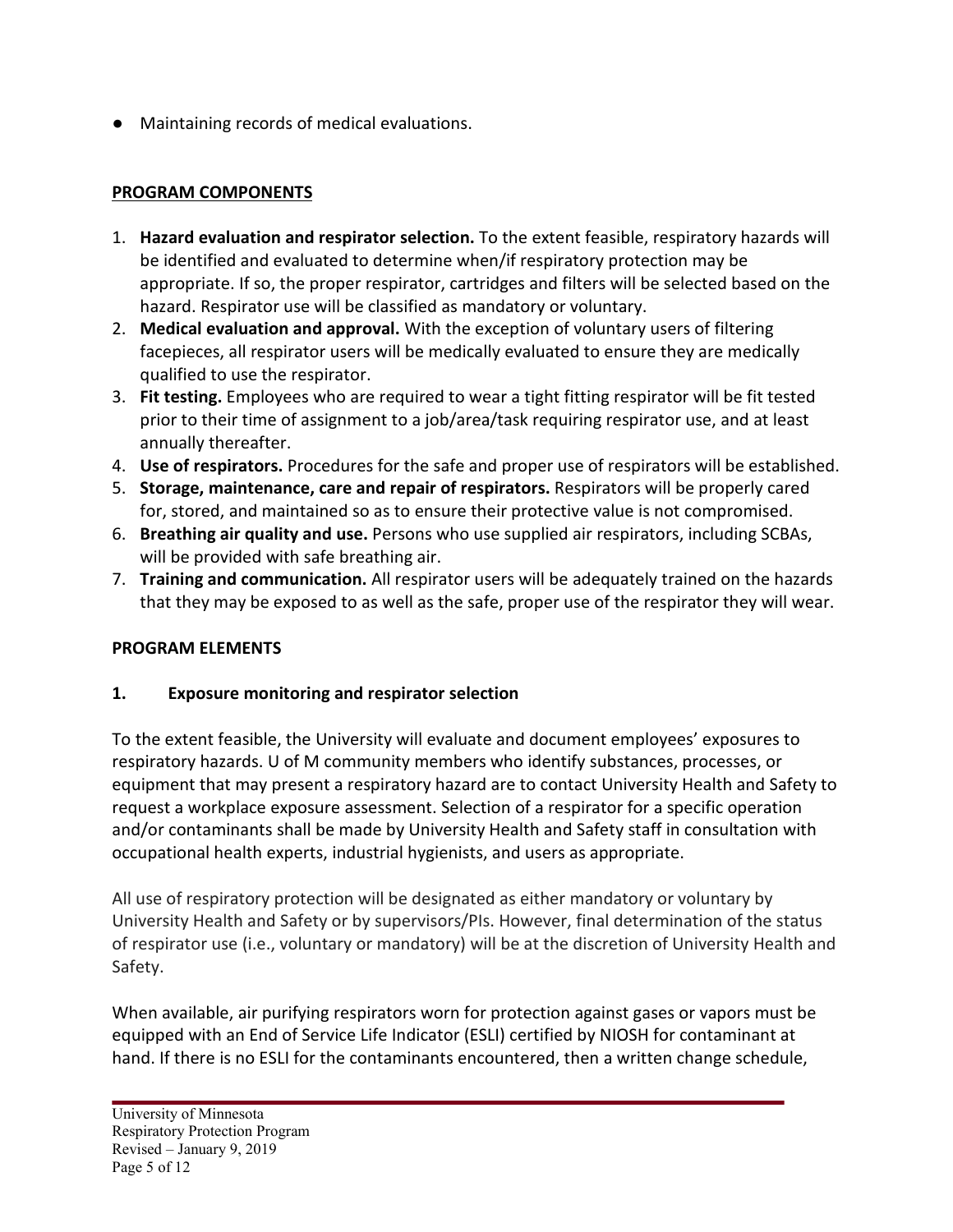- Maintaining records of medical evaluations.

## PROGRAM COMPONENTS

1. **Hazard evaluation and respirator selection.** To the extent feasible, respiratory hazards will be identified and evaluated to determine when/if respiratory protection may be appropriate. If so, the proper respirator, cartridges and filters will be selected based on the hazard. Respirator use will be classified as mandatory or voluntary.
2. **Medical evaluation and approval.** With the exception of voluntary users of filtering facepieces, all respirator users will be medically evaluated to ensure they are medically qualified to use the respirator.
3. **Fit testing.** Employees who are required to wear a tight fitting respirator will be fit tested prior to their time of assignment to a job/area/task requiring respirator use, and at least annually thereafter.
4. **Use of respirators.** Procedures for the safe and proper use of respirators will be established.
5. **Storage, maintenance, care and repair of respirators.** Respirators will be properly cared for, stored, and maintained so as to ensure their protective value is not compromised.
6. **Breathing air quality and use.** Persons who use supplied air respirators, including SCBAs, will be provided with safe breathing air.
7. **Training and communication.** All respirator users will be adequately trained on the hazards that they may be exposed to as well as the safe, proper use of the respirator they will wear.

## PROGRAM ELEMENTS

### 1. Exposure monitoring and respirator selection

To the extent feasible, the University will evaluate and document employees' exposures to respiratory hazards. U of M community members who identify substances, processes, or equipment that may present a respiratory hazard are to contact University Health and Safety to request a workplace exposure assessment. Selection of a respirator for a specific operation and/or contaminants shall be made by University Health and Safety staff in consultation with occupational health experts, industrial hygienists, and users as appropriate.

All use of respiratory protection will be designated as either mandatory or voluntary by University Health and Safety or by supervisors/PIs. However, final determination of the status of respirator use (i.e., voluntary or mandatory) will be at the discretion of University Health and Safety.

When available, air purifying respirators worn for protection against gases or vapors must be equipped with an End of Service Life Indicator (ESLI) certified by NIOSH for contaminant at hand. If there is no ESLI for the contaminants encountered, then a written change schedule,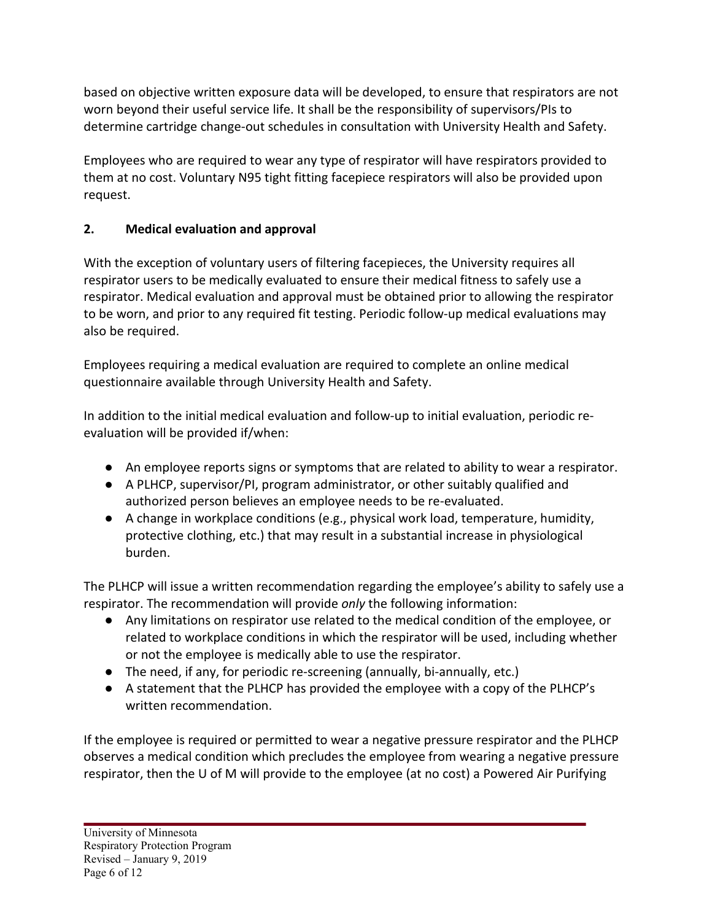based on objective written exposure data will be developed, to ensure that respirators are not worn beyond their useful service life. It shall be the responsibility of supervisors/PIs to determine cartridge change-out schedules in consultation with University Health and Safety.

Employees who are required to wear any type of respirator will have respirators provided to them at no cost. Voluntary N95 tight fitting facepiece respirators will also be provided upon request.

## 2. Medical evaluation and approval

With the exception of voluntary users of filtering facepieces, the University requires all respirator users to be medically evaluated to ensure their medical fitness to safely use a respirator. Medical evaluation and approval must be obtained prior to allowing the respirator to be worn, and prior to any required fit testing. Periodic follow-up medical evaluations may also be required.

Employees requiring a medical evaluation are required to complete an online medical questionnaire available through University Health and Safety.

In addition to the initial medical evaluation and follow-up to initial evaluation, periodic re-evaluation will be provided if/when:

- An employee reports signs or symptoms that are related to ability to wear a respirator.
- A PLHCP, supervisor/PI, program administrator, or other suitably qualified and authorized person believes an employee needs to be re-evaluated.
- A change in workplace conditions (e.g., physical work load, temperature, humidity, protective clothing, etc.) that may result in a substantial increase in physiological burden.

The PLHCP will issue a written recommendation regarding the employee's ability to safely use a respirator. The recommendation will provide *only* the following information:

- Any limitations on respirator use related to the medical condition of the employee, or related to workplace conditions in which the respirator will be used, including whether or not the employee is medically able to use the respirator.
- The need, if any, for periodic re-screening (annually, bi-annually, etc.)
- A statement that the PLHCP has provided the employee with a copy of the PLHCP's written recommendation.

If the employee is required or permitted to wear a negative pressure respirator and the PLHCP observes a medical condition which precludes the employee from wearing a negative pressure respirator, then the U of M will provide to the employee (at no cost) a Powered Air Purifying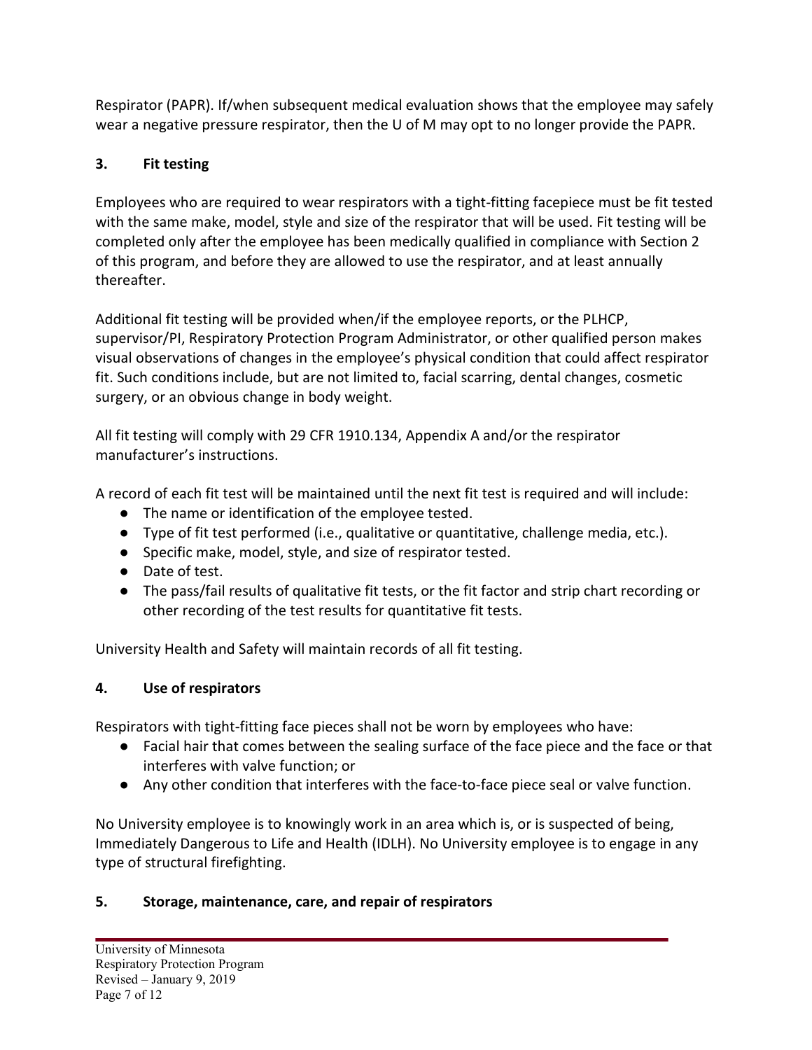Respirator (PAPR). If/when subsequent medical evaluation shows that the employee may safely wear a negative pressure respirator, then the U of M may opt to no longer provide the PAPR.

## 3. Fit testing

Employees who are required to wear respirators with a tight-fitting facepiece must be fit tested with the same make, model, style and size of the respirator that will be used. Fit testing will be completed only after the employee has been medically qualified in compliance with Section 2 of this program, and before they are allowed to use the respirator, and at least annually thereafter.

Additional fit testing will be provided when/if the employee reports, or the PLHCP, supervisor/PI, Respiratory Protection Program Administrator, or other qualified person makes visual observations of changes in the employee's physical condition that could affect respirator fit. Such conditions include, but are not limited to, facial scarring, dental changes, cosmetic surgery, or an obvious change in body weight.

All fit testing will comply with 29 CFR 1910.134, Appendix A and/or the respirator manufacturer's instructions.

A record of each fit test will be maintained until the next fit test is required and will include:

- The name or identification of the employee tested.
- Type of fit test performed (i.e., qualitative or quantitative, challenge media, etc.).
- Specific make, model, style, and size of respirator tested.
- Date of test.
- The pass/fail results of qualitative fit tests, or the fit factor and strip chart recording or other recording of the test results for quantitative fit tests.

University Health and Safety will maintain records of all fit testing.

## 4. Use of respirators

Respirators with tight-fitting face pieces shall not be worn by employees who have:

- Facial hair that comes between the sealing surface of the face piece and the face or that interferes with valve function; or
- Any other condition that interferes with the face-to-face piece seal or valve function.

No University employee is to knowingly work in an area which is, or is suspected of being, Immediately Dangerous to Life and Health (IDLH). No University employee is to engage in any type of structural firefighting.

## 5. Storage, maintenance, care, and repair of respirators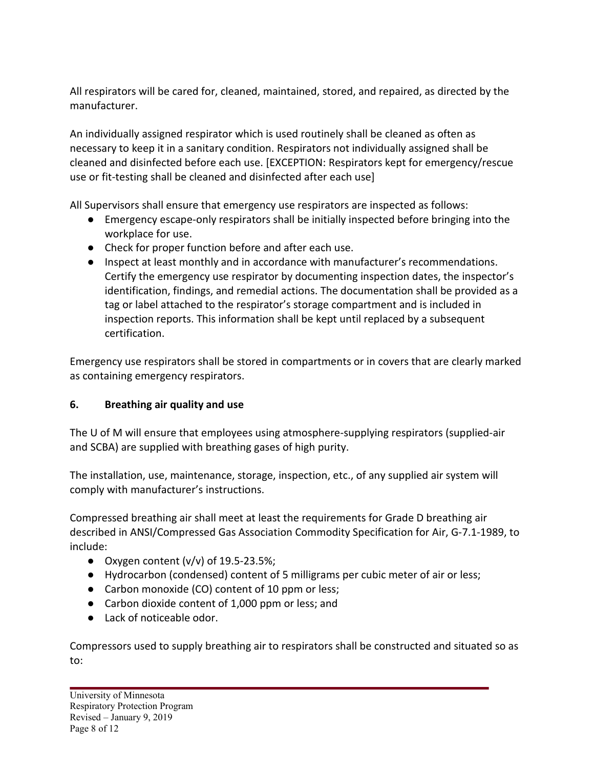All respirators will be cared for, cleaned, maintained, stored, and repaired, as directed by the manufacturer.

An individually assigned respirator which is used routinely shall be cleaned as often as necessary to keep it in a sanitary condition. Respirators not individually assigned shall be cleaned and disinfected before each use. [EXCEPTION: Respirators kept for emergency/rescue use or fit-testing shall be cleaned and disinfected after each use]

All Supervisors shall ensure that emergency use respirators are inspected as follows:

- Emergency escape-only respirators shall be initially inspected before bringing into the workplace for use.
- Check for proper function before and after each use.
- Inspect at least monthly and in accordance with manufacturer's recommendations. Certify the emergency use respirator by documenting inspection dates, the inspector's identification, findings, and remedial actions. The documentation shall be provided as a tag or label attached to the respirator's storage compartment and is included in inspection reports. This information shall be kept until replaced by a subsequent certification.

Emergency use respirators shall be stored in compartments or in covers that are clearly marked as containing emergency respirators.

## 6. Breathing air quality and use

The U of M will ensure that employees using atmosphere-supplying respirators (supplied-air and SCBA) are supplied with breathing gases of high purity.

The installation, use, maintenance, storage, inspection, etc., of any supplied air system will comply with manufacturer's instructions.

Compressed breathing air shall meet at least the requirements for Grade D breathing air described in ANSI/Compressed Gas Association Commodity Specification for Air, G-7.1-1989, to include:

- Oxygen content (v/v) of 19.5-23.5%;
- Hydrocarbon (condensed) content of 5 milligrams per cubic meter of air or less;
- Carbon monoxide (CO) content of 10 ppm or less;
- Carbon dioxide content of 1,000 ppm or less; and
- Lack of noticeable odor.

Compressors used to supply breathing air to respirators shall be constructed and situated so as to: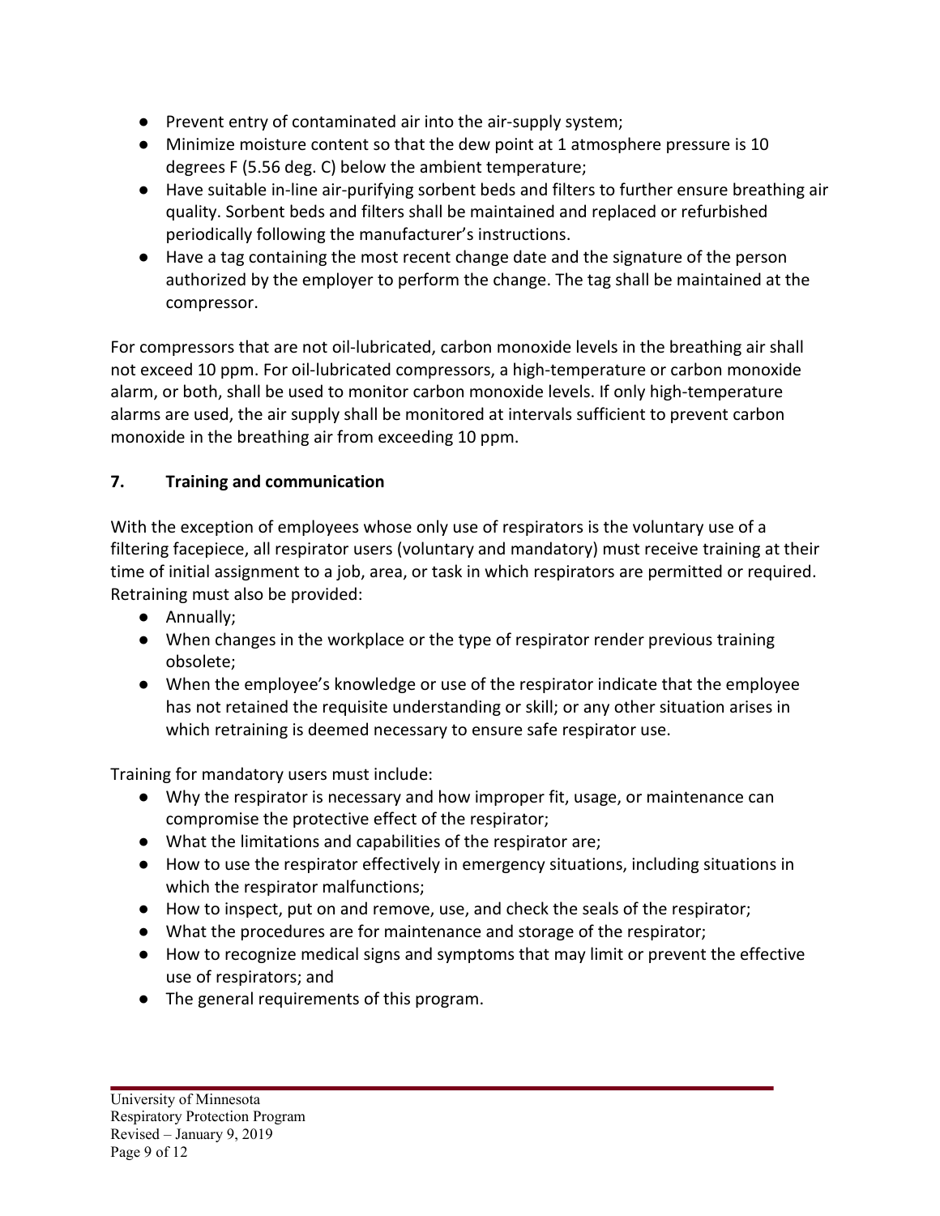- Prevent entry of contaminated air into the air-supply system;
- Minimize moisture content so that the dew point at 1 atmosphere pressure is 10 degrees F (5.56 deg. C) below the ambient temperature;
- Have suitable in-line air-purifying sorbent beds and filters to further ensure breathing air quality. Sorbent beds and filters shall be maintained and replaced or refurbished periodically following the manufacturer's instructions.
- Have a tag containing the most recent change date and the signature of the person authorized by the employer to perform the change. The tag shall be maintained at the compressor.

For compressors that are not oil-lubricated, carbon monoxide levels in the breathing air shall not exceed 10 ppm. For oil-lubricated compressors, a high-temperature or carbon monoxide alarm, or both, shall be used to monitor carbon monoxide levels. If only high-temperature alarms are used, the air supply shall be monitored at intervals sufficient to prevent carbon monoxide in the breathing air from exceeding 10 ppm.

## 7. Training and communication

With the exception of employees whose only use of respirators is the voluntary use of a filtering facepiece, all respirator users (voluntary and mandatory) must receive training at their time of initial assignment to a job, area, or task in which respirators are permitted or required. Retraining must also be provided:

- Annually;
- When changes in the workplace or the type of respirator render previous training obsolete;
- When the employee's knowledge or use of the respirator indicate that the employee has not retained the requisite understanding or skill; or any other situation arises in which retraining is deemed necessary to ensure safe respirator use.

Training for mandatory users must include:

- Why the respirator is necessary and how improper fit, usage, or maintenance can compromise the protective effect of the respirator;
- What the limitations and capabilities of the respirator are;
- How to use the respirator effectively in emergency situations, including situations in which the respirator malfunctions;
- How to inspect, put on and remove, use, and check the seals of the respirator;
- What the procedures are for maintenance and storage of the respirator;
- How to recognize medical signs and symptoms that may limit or prevent the effective use of respirators; and
- The general requirements of this program.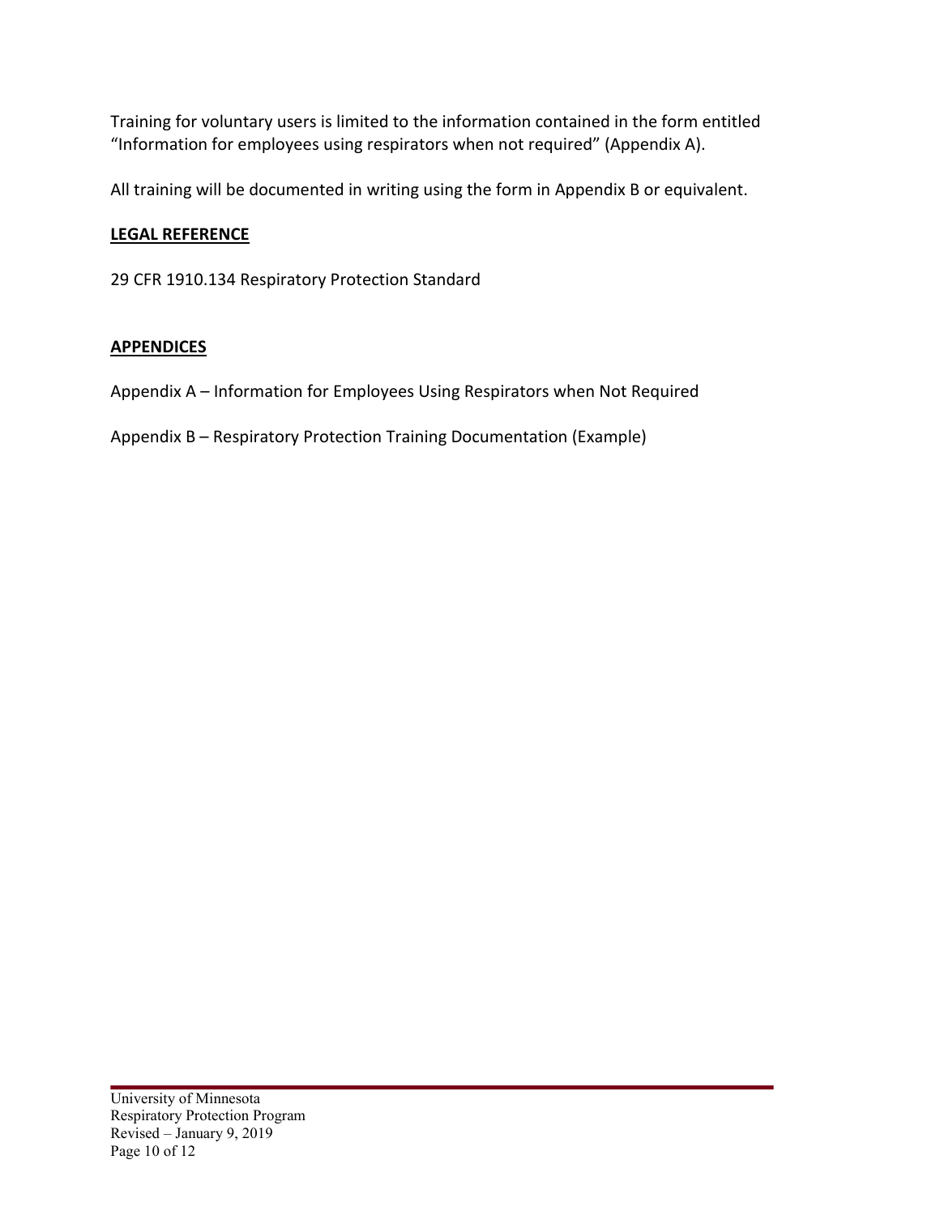Training for voluntary users is limited to the information contained in the form entitled "Information for employees using respirators when not required" (Appendix A).

All training will be documented in writing using the form in Appendix B or equivalent.

## LEGAL REFERENCE

29 CFR 1910.134 Respiratory Protection Standard

## APPENDICES

Appendix A – Information for Employees Using Respirators when Not Required

Appendix B – Respiratory Protection Training Documentation (Example)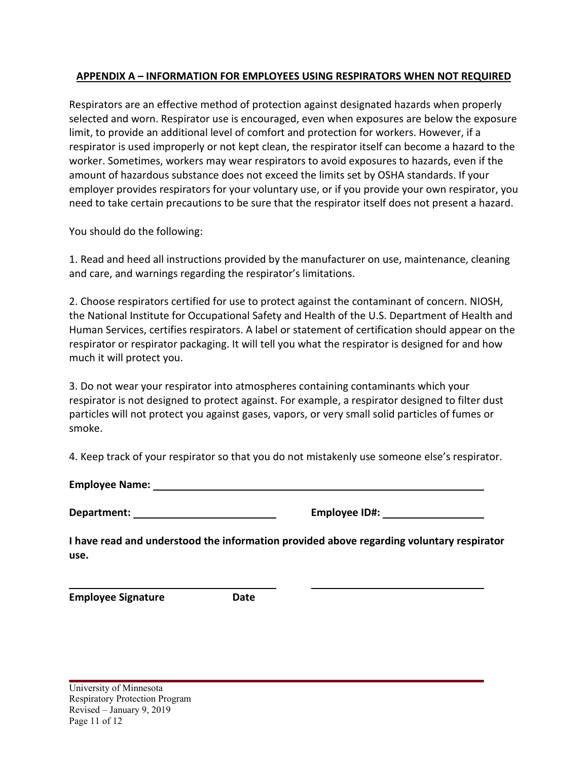## APPENDIX A – INFORMATION FOR EMPLOYEES USING RESPIRATORS WHEN NOT REQUIRED

Respirators are an effective method of protection against designated hazards when properly selected and worn. Respirator use is encouraged, even when exposures are below the exposure limit, to provide an additional level of comfort and protection for workers. However, if a respirator is used improperly or not kept clean, the respirator itself can become a hazard to the worker. Sometimes, workers may wear respirators to avoid exposures to hazards, even if the amount of hazardous substance does not exceed the limits set by OSHA standards. If your employer provides respirators for your voluntary use, or if you provide your own respirator, you need to take certain precautions to be sure that the respirator itself does not present a hazard.

You should do the following:

1. Read and heed all instructions provided by the manufacturer on use, maintenance, cleaning and care, and warnings regarding the respirator's limitations.

2. Choose respirators certified for use to protect against the contaminant of concern. NIOSH, the National Institute for Occupational Safety and Health of the U.S. Department of Health and Human Services, certifies respirators. A label or statement of certification should appear on the respirator or respirator packaging. It will tell you what the respirator is designed for and how much it will protect you.

3. Do not wear your respirator into atmospheres containing contaminants which your respirator is not designed to protect against. For example, a respirator designed to filter dust particles will not protect you against gases, vapors, or very small solid particles of fumes or smoke.

4. Keep track of your respirator so that you do not mistakenly use someone else's respirator.

**Employee Name:** ______________________________________________

**Department:** ______________________ **Employee ID#:** ________________

**I have read and understood the information provided above regarding voluntary respirator use.**

______________________________ ______________________________

**Employee Signature** **Date**

University of Minnesota
Respiratory Protection Program
Revised – January 9, 2019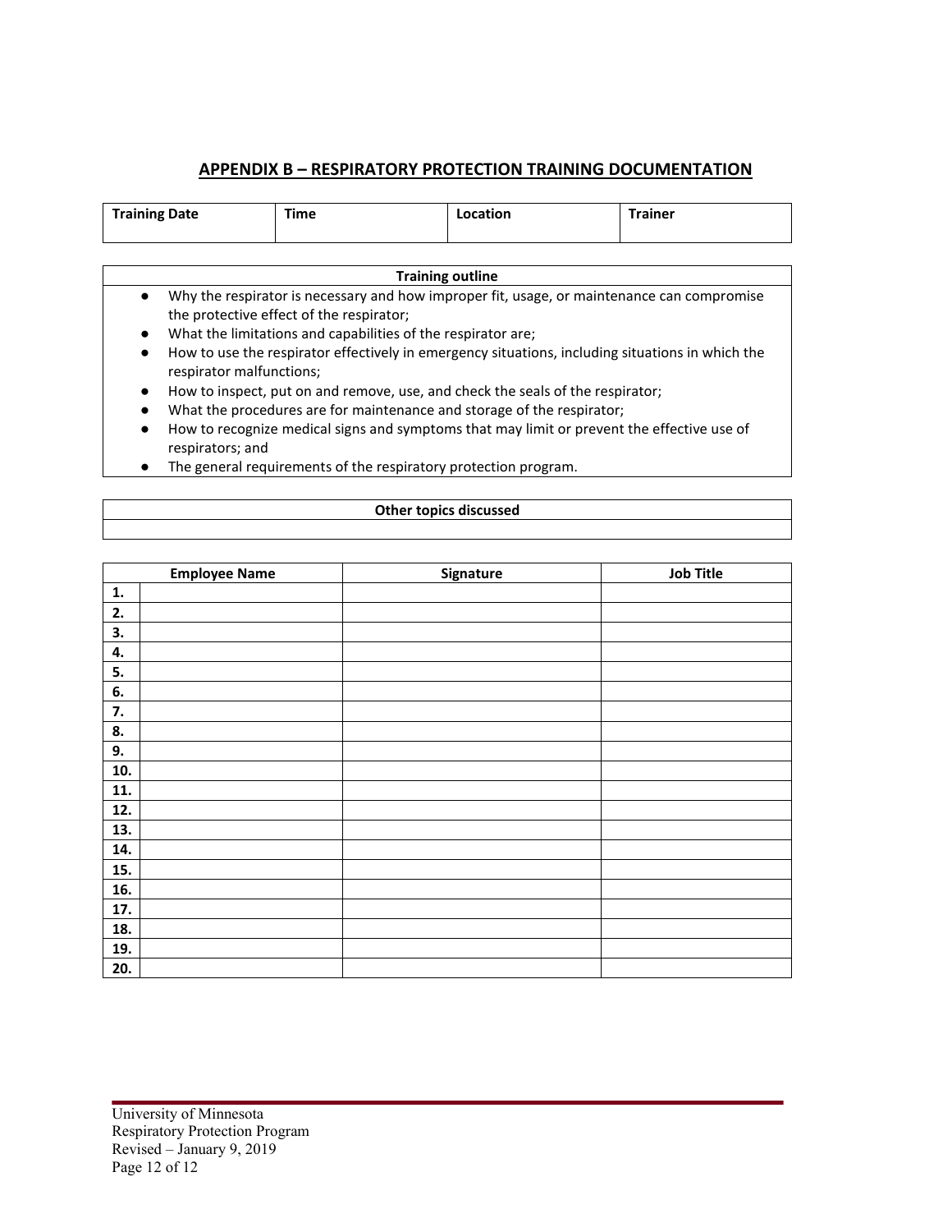## APPENDIX B – RESPIRATORY PROTECTION TRAINING DOCUMENTATION

| Training Date | Time | Location | Trainer |
|---|---|---|---|
| | | | |

| Training outline |
|---|
| ● Why the respirator is necessary and how improper fit, usage, or maintenance can compromise the protective effect of the respirator; <br> ● What the limitations and capabilities of the respirator are; <br> ● How to use the respirator effectively in emergency situations, including situations in which the respirator malfunctions; <br> ● How to inspect, put on and remove, use, and check the seals of the respirator; <br> ● What the procedures are for maintenance and storage of the respirator; <br> ● How to recognize medical signs and symptoms that may limit or prevent the effective use of respirators; and <br> ● The general requirements of the respiratory protection program. |

| Other topics discussed |
|---|
| |

| | Employee Name | Signature | Job Title |
|---|---|---|---|
| 1. | | | |
| 2. | | | |
| 3. | | | |
| 4. | | | |
| 5. | | | |
| 6. | | | |
| 7. | | | |
| 8. | | | |
| 9. | | | |
| 10. | | | |
| 11. | | | |
| 12. | | | |
| 13. | | | |
| 14. | | | |
| 15. | | | |
| 16. | | | |
| 17. | | | |
| 18. | | | |
| 19. | | | |
| 20. | | | |